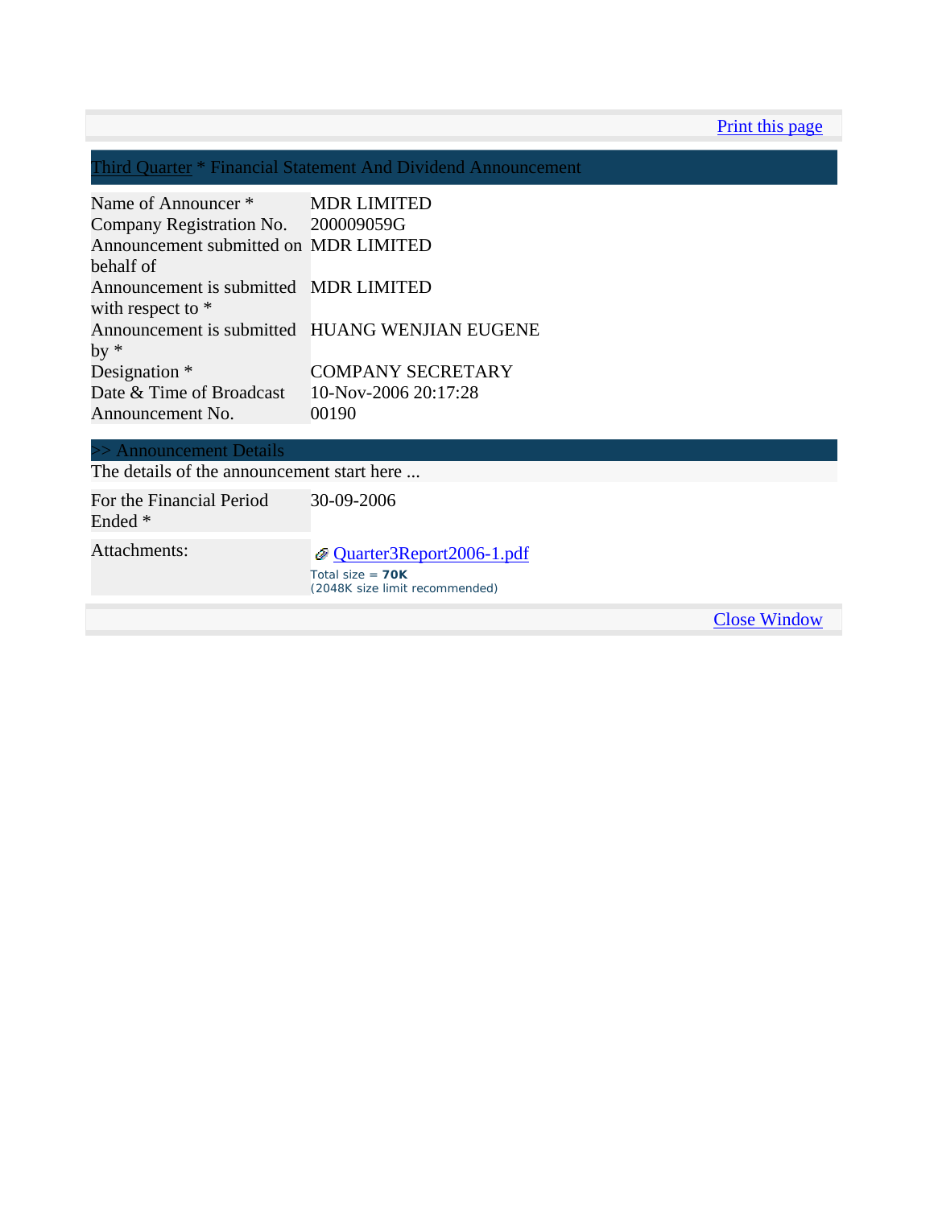Print this page

## Third Quarter * Financial Statement And Dividend Announcement

| | |
|---|---|
| Name of Announcer * | MDR LIMITED |
| Company Registration No. | 200009059G |
| Announcement submitted on behalf of | MDR LIMITED |
| Announcement is submitted with respect to * | MDR LIMITED |
| Announcement is submitted by * | HUANG WENJIAN EUGENE |
| Designation * | COMPANY SECRETARY |
| Date & Time of Broadcast | 10-Nov-2006 20:17:28 |
| Announcement No. | 00190 |

### >> Announcement Details

The details of the announcement start here ...

| | |
|---|---|
| For the Financial Period Ended * | 30-09-2006 |
| Attachments: | Quarter3Report2006-1.pdf<br>Total size = **70K**<br>(2048K size limit recommended) |

Close Window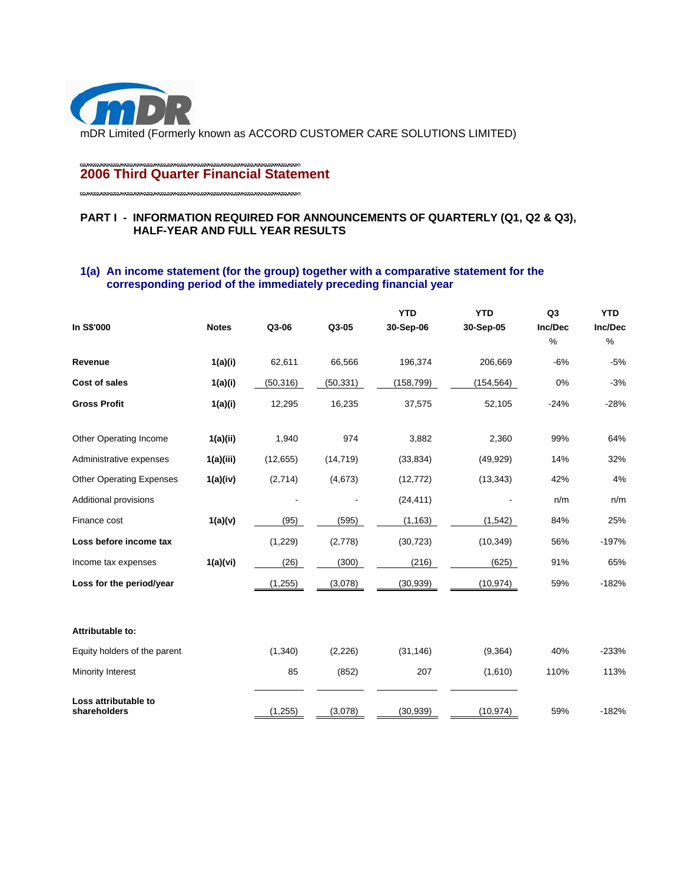mDR Limited (Formerly known as ACCORD CUSTOMER CARE SOLUTIONS LIMITED)

# 2006 Third Quarter Financial Statement

## PART I - INFORMATION REQUIRED FOR ANNOUNCEMENTS OF QUARTERLY (Q1, Q2 & Q3), HALF-YEAR AND FULL YEAR RESULTS

### 1(a) An income statement (for the group) together with a comparative statement for the corresponding period of the immediately preceding financial year

| In S$'000 | Notes | Q3-06 | Q3-05 | YTD 30-Sep-06 | YTD 30-Sep-05 | Q3 Inc/Dec % | YTD Inc/Dec % |
|---|---|---|---|---|---|---|---|
| **Revenue** | 1(a)(i) | 62,611 | 66,566 | 196,374 | 206,669 | -6% | -5% |
| **Cost of sales** | 1(a)(i) | (50,316) | (50,331) | (158,799) | (154,564) | 0% | -3% |
| **Gross Profit** | 1(a)(i) | 12,295 | 16,235 | 37,575 | 52,105 | -24% | -28% |
| Other Operating Income | 1(a)(ii) | 1,940 | 974 | 3,882 | 2,360 | 99% | 64% |
| Administrative expenses | 1(a)(iii) | (12,655) | (14,719) | (33,834) | (49,929) | 14% | 32% |
| Other Operating Expenses | 1(a)(iv) | (2,714) | (4,673) | (12,772) | (13,343) | 42% | 4% |
| Additional provisions | | - | - | (24,411) | - | n/m | n/m |
| Finance cost | 1(a)(v) | (95) | (595) | (1,163) | (1,542) | 84% | 25% |
| **Loss before income tax** | | (1,229) | (2,778) | (30,723) | (10,349) | 56% | -197% |
| Income tax expenses | 1(a)(vi) | (26) | (300) | (216) | (625) | 91% | 65% |
| **Loss for the period/year** | | (1,255) | (3,078) | (30,939) | (10,974) | 59% | -182% |
| | | | | | | | |
| **Attributable to:** | | | | | | | |
| Equity holders of the parent | | (1,340) | (2,226) | (31,146) | (9,364) | 40% | -233% |
| Minority Interest | | 85 | (852) | 207 | (1,610) | 110% | 113% |
| **Loss attributable to shareholders** | | (1,255) | (3,078) | (30,939) | (10,974) | 59% | -182% |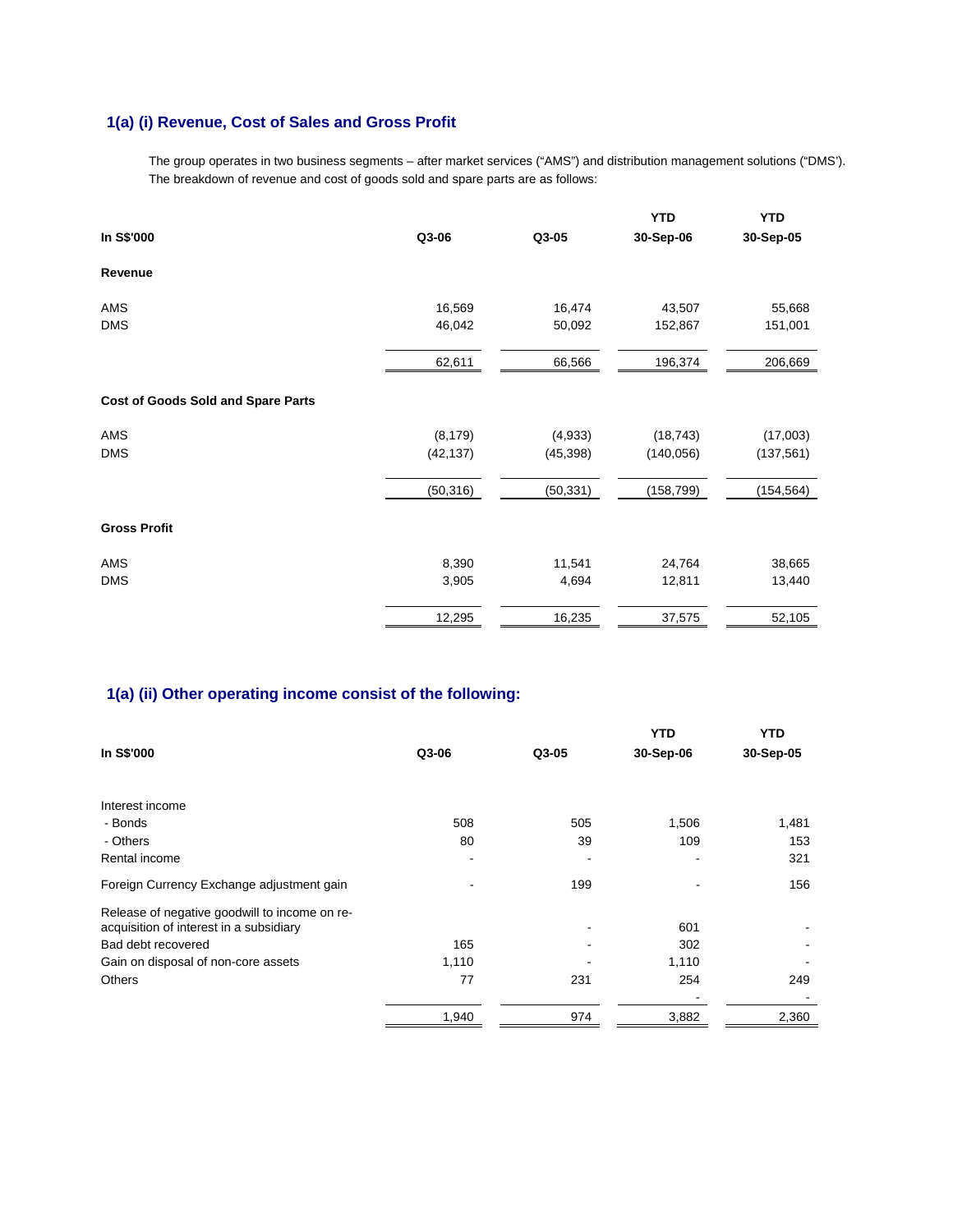## 1(a) (i) Revenue, Cost of Sales and Gross Profit

The group operates in two business segments – after market services ("AMS") and distribution management solutions ("DMS'). The breakdown of revenue and cost of goods sold and spare parts are as follows:

| In S$'000 | Q3-06 | Q3-05 | YTD 30-Sep-06 | YTD 30-Sep-05 |
|---|---|---|---|---|
| **Revenue** | | | | |
| AMS | 16,569 | 16,474 | 43,507 | 55,668 |
| DMS | 46,042 | 50,092 | 152,867 | 151,001 |
| | 62,611 | 66,566 | 196,374 | 206,669 |
| **Cost of Goods Sold and Spare Parts** | | | | |
| AMS | (8,179) | (4,933) | (18,743) | (17,003) |
| DMS | (42,137) | (45,398) | (140,056) | (137,561) |
| | (50,316) | (50,331) | (158,799) | (154,564) |
| **Gross Profit** | | | | |
| AMS | 8,390 | 11,541 | 24,764 | 38,665 |
| DMS | 3,905 | 4,694 | 12,811 | 13,440 |
| | 12,295 | 16,235 | 37,575 | 52,105 |

## 1(a) (ii) Other operating income consist of the following:

| In S$'000 | Q3-06 | Q3-05 | YTD 30-Sep-06 | YTD 30-Sep-05 |
|---|---|---|---|---|
| Interest income | | | | |
| - Bonds | 508 | 505 | 1,506 | 1,481 |
| - Others | 80 | 39 | 109 | 153 |
| Rental income | - | - | - | 321 |
| Foreign Currency Exchange adjustment gain | - | 199 | - | 156 |
| Release of negative goodwill to income on re-acquisition of interest in a subsidiary | | - | 601 | - |
| Bad debt recovered | 165 | - | 302 | - |
| Gain on disposal of non-core assets | 1,110 | - | 1,110 | - |
| Others | 77 | 231 | 254 | 249 |
| | | | - | - |
| | 1,940 | 974 | 3,882 | 2,360 |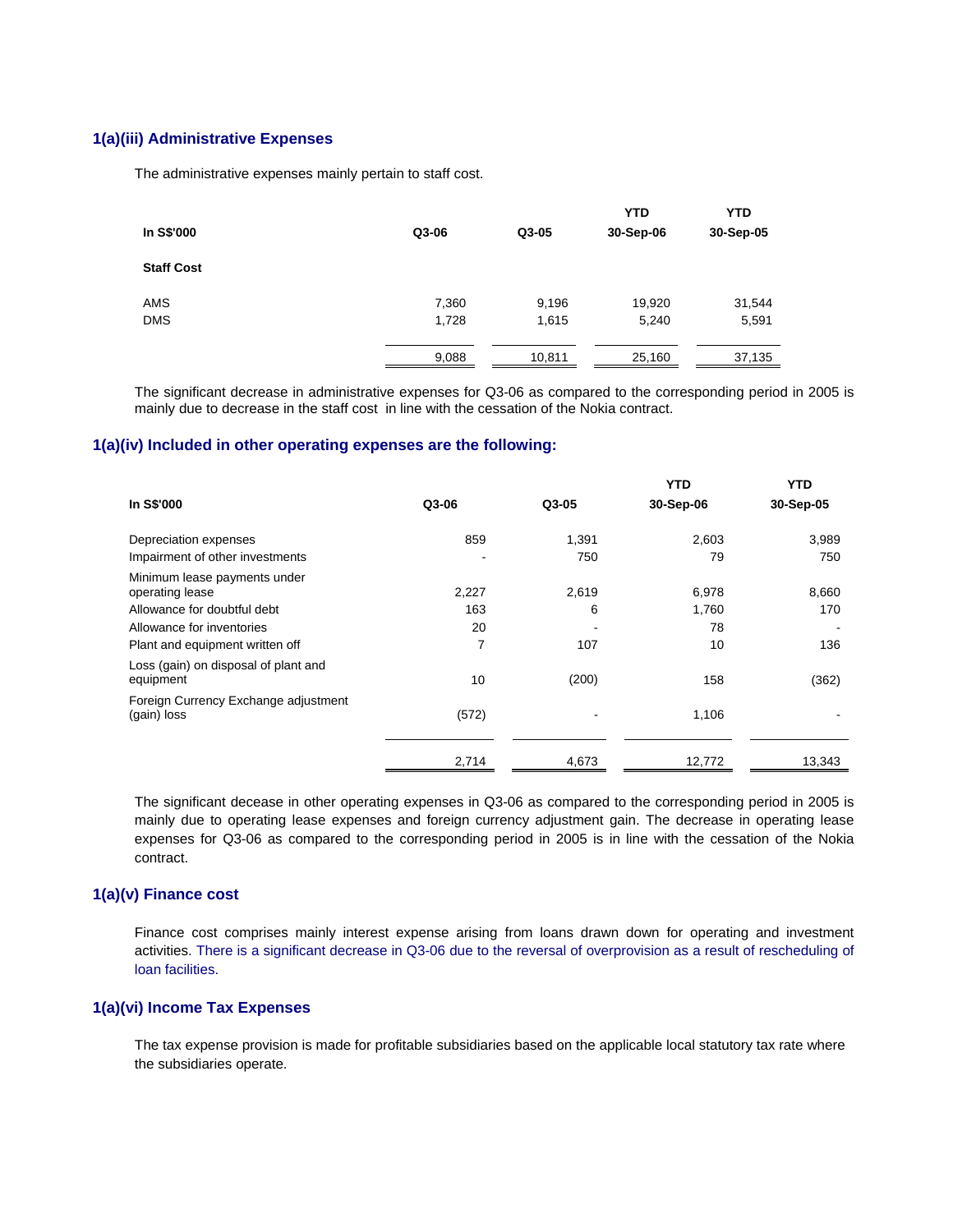### 1(a)(iii) Administrative Expenses

The administrative expenses mainly pertain to staff cost.

| In S$'000 | Q3-06 | Q3-05 | YTD 30-Sep-06 | YTD 30-Sep-05 |
|---|---|---|---|---|
| **Staff Cost** | | | | |
| AMS | 7,360 | 9,196 | 19,920 | 31,544 |
| DMS | 1,728 | 1,615 | 5,240 | 5,591 |
| | 9,088 | 10,811 | 25,160 | 37,135 |

The significant decrease in administrative expenses for Q3-06 as compared to the corresponding period in 2005 is mainly due to decrease in the staff cost in line with the cessation of the Nokia contract.

### 1(a)(iv) Included in other operating expenses are the following:

| In S$'000 | Q3-06 | Q3-05 | YTD 30-Sep-06 | YTD 30-Sep-05 |
|---|---|---|---|---|
| Depreciation expenses | 859 | 1,391 | 2,603 | 3,989 |
| Impairment of other investments | - | 750 | 79 | 750 |
| Minimum lease payments under operating lease | 2,227 | 2,619 | 6,978 | 8,660 |
| Allowance for doubtful debt | 163 | 6 | 1,760 | 170 |
| Allowance for inventories | 20 | - | 78 | - |
| Plant and equipment written off | 7 | 107 | 10 | 136 |
| Loss (gain) on disposal of plant and equipment | 10 | (200) | 158 | (362) |
| Foreign Currency Exchange adjustment (gain) loss | (572) | - | 1,106 | - |
| | 2,714 | 4,673 | 12,772 | 13,343 |

The significant decease in other operating expenses in Q3-06 as compared to the corresponding period in 2005 is mainly due to operating lease expenses and foreign currency adjustment gain. The decrease in operating lease expenses for Q3-06 as compared to the corresponding period in 2005 is in line with the cessation of the Nokia contract.

### 1(a)(v) Finance cost

Finance cost comprises mainly interest expense arising from loans drawn down for operating and investment activities. There is a significant decrease in Q3-06 due to the reversal of overprovision as a result of rescheduling of loan facilities.

### 1(a)(vi) Income Tax Expenses

The tax expense provision is made for profitable subsidiaries based on the applicable local statutory tax rate where the subsidiaries operate.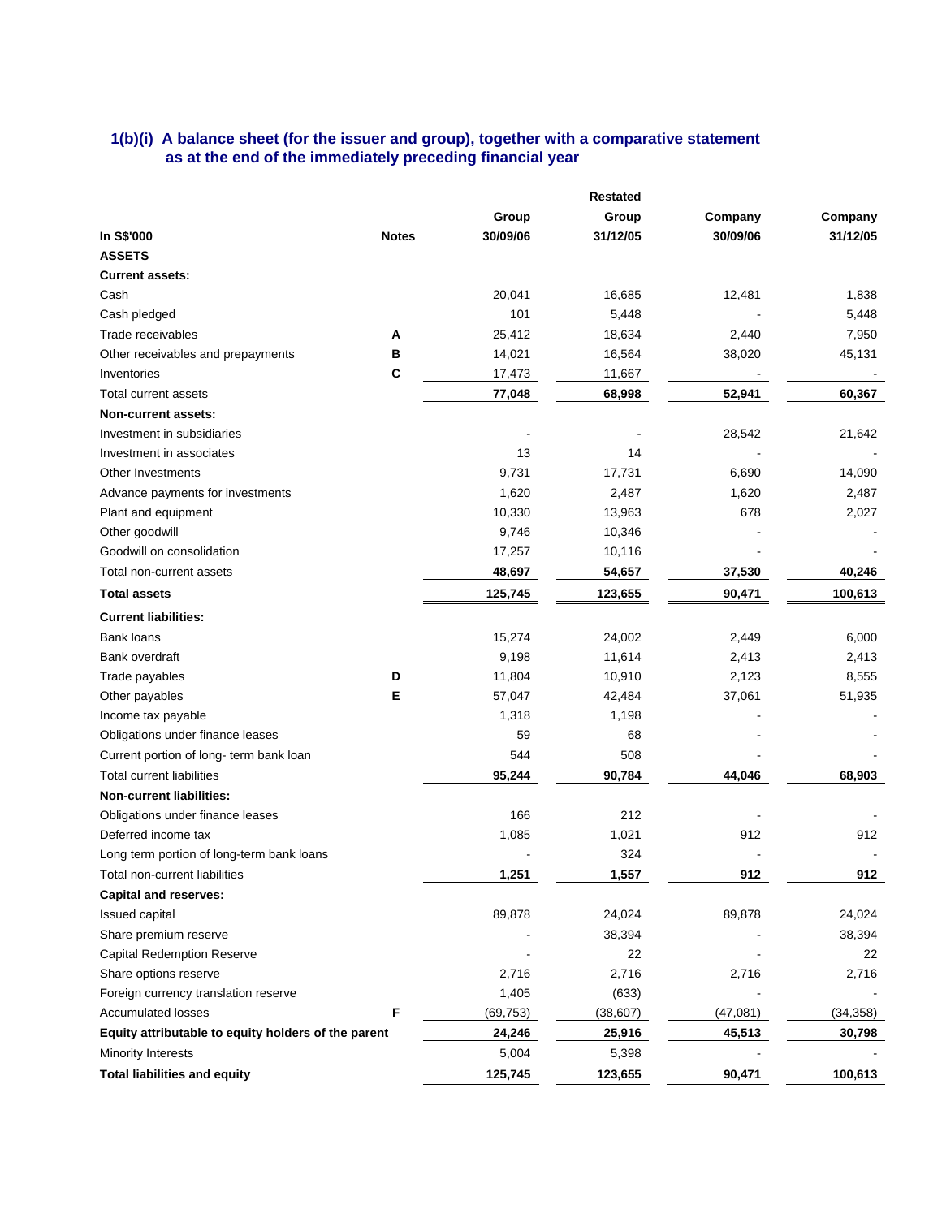### 1(b)(i) A balance sheet (for the issuer and group), together with a comparative statement as at the end of the immediately preceding financial year

| In S$'000 | Notes | Group 30/09/06 | Restated Group 31/12/05 | Company 30/09/06 | Company 31/12/05 |
|---|---|---|---|---|---|
| **ASSETS** | | | | | |
| **Current assets:** | | | | | |
| Cash | | 20,041 | 16,685 | 12,481 | 1,838 |
| Cash pledged | | 101 | 5,448 | - | 5,448 |
| Trade receivables | A | 25,412 | 18,634 | 2,440 | 7,950 |
| Other receivables and prepayments | B | 14,021 | 16,564 | 38,020 | 45,131 |
| Inventories | C | 17,473 | 11,667 | - | - |
| Total current assets | | **77,048** | **68,998** | **52,941** | **60,367** |
| **Non-current assets:** | | | | | |
| Investment in subsidiaries | | - | - | 28,542 | 21,642 |
| Investment in associates | | 13 | 14 | - | - |
| Other Investments | | 9,731 | 17,731 | 6,690 | 14,090 |
| Advance payments for investments | | 1,620 | 2,487 | 1,620 | 2,487 |
| Plant and equipment | | 10,330 | 13,963 | 678 | 2,027 |
| Other goodwill | | 9,746 | 10,346 | - | - |
| Goodwill on consolidation | | 17,257 | 10,116 | - | - |
| Total non-current assets | | **48,697** | **54,657** | **37,530** | **40,246** |
| **Total assets** | | **125,745** | **123,655** | **90,471** | **100,613** |
| **Current liabilities:** | | | | | |
| Bank loans | | 15,274 | 24,002 | 2,449 | 6,000 |
| Bank overdraft | | 9,198 | 11,614 | 2,413 | 2,413 |
| Trade payables | D | 11,804 | 10,910 | 2,123 | 8,555 |
| Other payables | E | 57,047 | 42,484 | 37,061 | 51,935 |
| Income tax payable | | 1,318 | 1,198 | - | - |
| Obligations under finance leases | | 59 | 68 | - | - |
| Current portion of long- term bank loan | | 544 | 508 | - | - |
| Total current liabilities | | **95,244** | **90,784** | **44,046** | **68,903** |
| **Non-current liabilities:** | | | | | |
| Obligations under finance leases | | 166 | 212 | - | - |
| Deferred income tax | | 1,085 | 1,021 | 912 | 912 |
| Long term portion of long-term bank loans | | - | 324 | - | - |
| Total non-current liabilities | | **1,251** | **1,557** | **912** | **912** |
| **Capital and reserves:** | | | | | |
| Issued capital | | 89,878 | 24,024 | 89,878 | 24,024 |
| Share premium reserve | | - | 38,394 | - | 38,394 |
| Capital Redemption Reserve | | - | 22 | - | 22 |
| Share options reserve | | 2,716 | 2,716 | 2,716 | 2,716 |
| Foreign currency translation reserve | | 1,405 | (633) | - | - |
| Accumulated losses | F | (69,753) | (38,607) | (47,081) | (34,358) |
| **Equity attributable to equity holders of the parent** | | **24,246** | **25,916** | **45,513** | **30,798** |
| Minority Interests | | 5,004 | 5,398 | - | - |
| **Total liabilities and equity** | | **125,745** | **123,655** | **90,471** | **100,613** |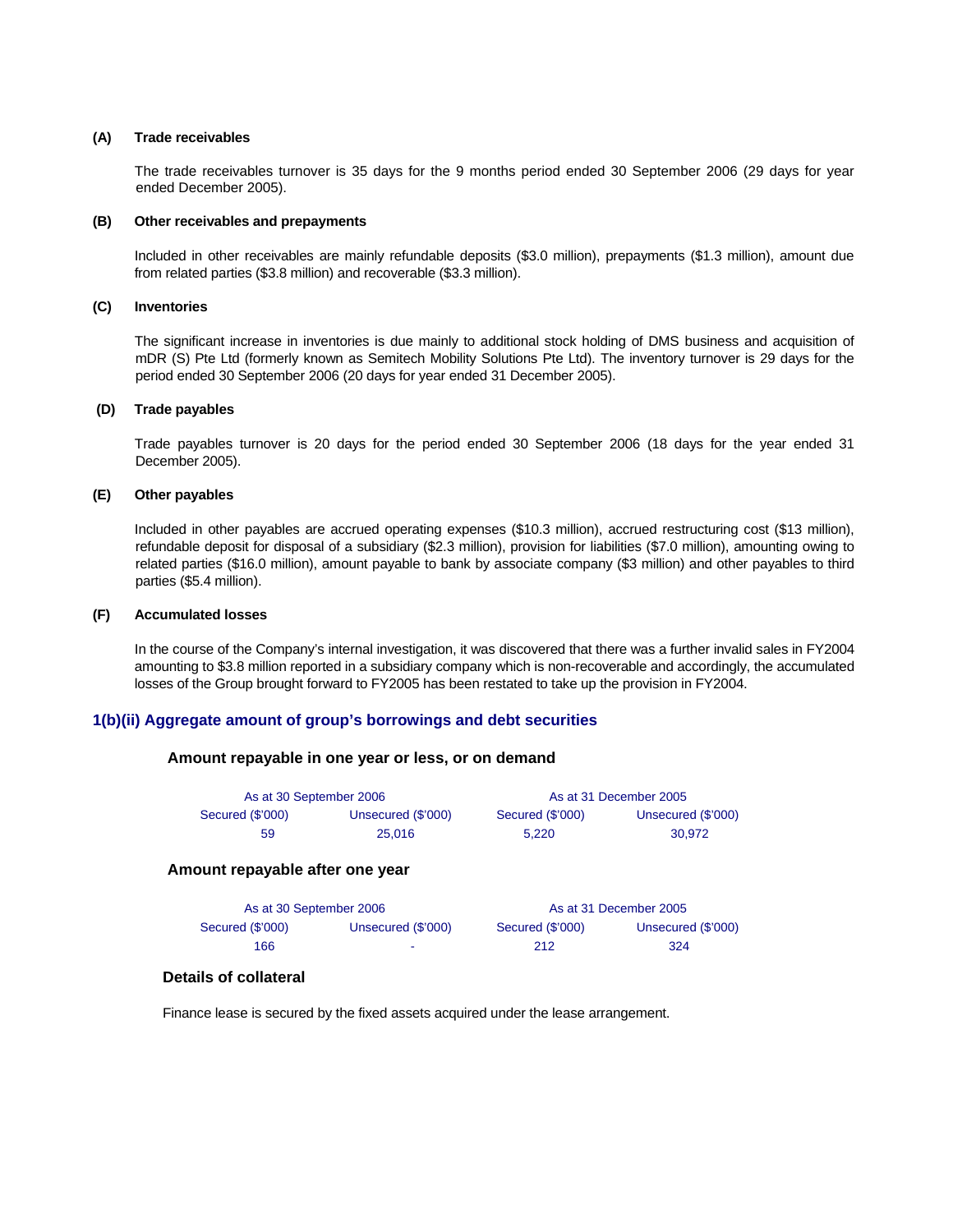**(A) Trade receivables**

The trade receivables turnover is 35 days for the 9 months period ended 30 September 2006 (29 days for year ended December 2005).

**(B) Other receivables and prepayments**

Included in other receivables are mainly refundable deposits ($3.0 million), prepayments ($1.3 million), amount due from related parties ($3.8 million) and recoverable ($3.3 million).

**(C) Inventories**

The significant increase in inventories is due mainly to additional stock holding of DMS business and acquisition of mDR (S) Pte Ltd (formerly known as Semitech Mobility Solutions Pte Ltd). The inventory turnover is 29 days for the period ended 30 September 2006 (20 days for year ended 31 December 2005).

**(D) Trade payables**

Trade payables turnover is 20 days for the period ended 30 September 2006 (18 days for the year ended 31 December 2005).

**(E) Other payables**

Included in other payables are accrued operating expenses ($10.3 million), accrued restructuring cost ($13 million), refundable deposit for disposal of a subsidiary ($2.3 million), provision for liabilities ($7.0 million), amounting owing to related parties ($16.0 million), amount payable to bank by associate company ($3 million) and other payables to third parties ($5.4 million).

**(F) Accumulated losses**

In the course of the Company's internal investigation, it was discovered that there was a further invalid sales in FY2004 amounting to $3.8 million reported in a subsidiary company which is non-recoverable and accordingly, the accumulated losses of the Group brought forward to FY2005 has been restated to take up the provision in FY2004.

## 1(b)(ii) Aggregate amount of group's borrowings and debt securities

### Amount repayable in one year or less, or on demand

| As at 30 September 2006 | | As at 31 December 2005 | |
|---|---|---|---|
| Secured ($'000) | Unsecured ($'000) | Secured ($'000) | Unsecured ($'000) |
| 59 | 25,016 | 5,220 | 30,972 |

### Amount repayable after one year

| As at 30 September 2006 | | As at 31 December 2005 | |
|---|---|---|---|
| Secured ($'000) | Unsecured ($'000) | Secured ($'000) | Unsecured ($'000) |
| 166 | - | 212 | 324 |

### Details of collateral

Finance lease is secured by the fixed assets acquired under the lease arrangement.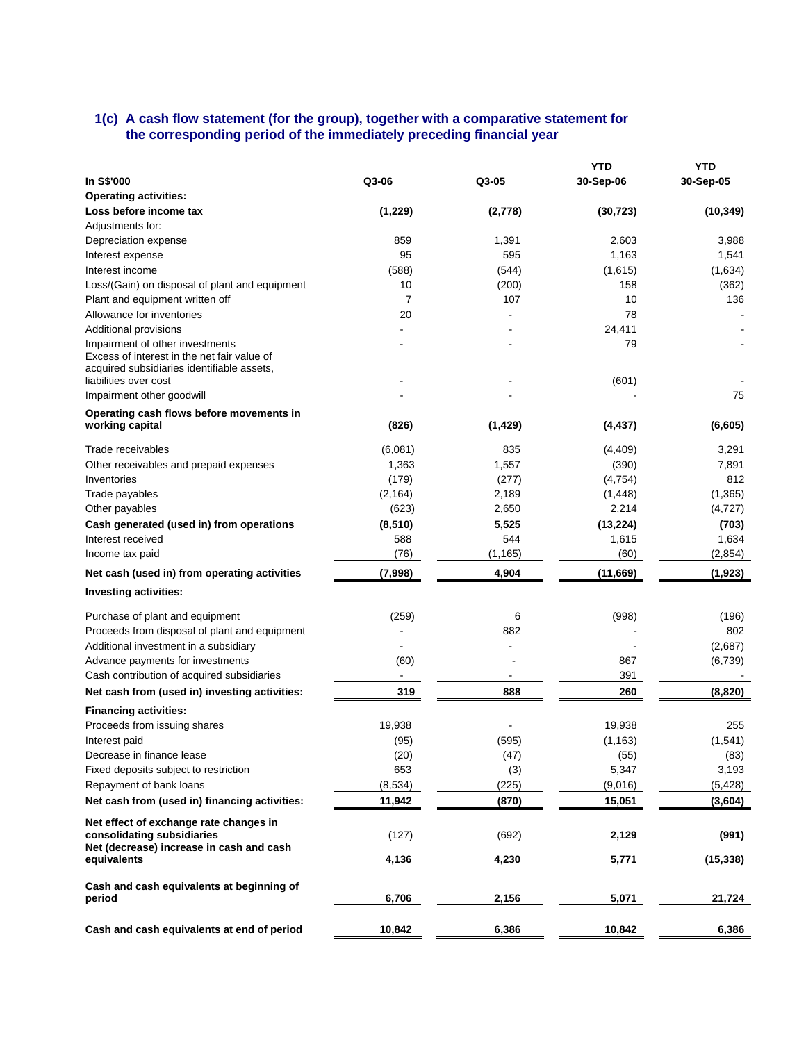### 1(c) A cash flow statement (for the group), together with a comparative statement for the corresponding period of the immediately preceding financial year

| In S$'000 | Q3-06 | Q3-05 | YTD 30-Sep-06 | YTD 30-Sep-05 |
|---|---|---|---|---|
| **Operating activities:** | | | | |
| **Loss before income tax** | **(1,229)** | **(2,778)** | **(30,723)** | **(10,349)** |
| Adjustments for: | | | | |
| Depreciation expense | 859 | 1,391 | 2,603 | 3,988 |
| Interest expense | 95 | 595 | 1,163 | 1,541 |
| Interest income | (588) | (544) | (1,615) | (1,634) |
| Loss/(Gain) on disposal of plant and equipment | 10 | (200) | 158 | (362) |
| Plant and equipment written off | 7 | 107 | 10 | 136 |
| Allowance for inventories | 20 | - | 78 | - |
| Additional provisions | - | - | 24,411 | - |
| Impairment of other investments | - | - | 79 | - |
| Excess of interest in the net fair value of acquired subsidiaries identifiable assets, liabilities over cost | - | - | (601) | - |
| Impairment other goodwill | - | - | - | 75 |
| **Operating cash flows before movements in working capital** | **(826)** | **(1,429)** | **(4,437)** | **(6,605)** |
| Trade receivables | (6,081) | 835 | (4,409) | 3,291 |
| Other receivables and prepaid expenses | 1,363 | 1,557 | (390) | 7,891 |
| Inventories | (179) | (277) | (4,754) | 812 |
| Trade payables | (2,164) | 2,189 | (1,448) | (1,365) |
| Other payables | (623) | 2,650 | 2,214 | (4,727) |
| **Cash generated (used in) from operations** | **(8,510)** | **5,525** | **(13,224)** | **(703)** |
| Interest received | 588 | 544 | 1,615 | 1,634 |
| Income tax paid | (76) | (1,165) | (60) | (2,854) |
| **Net cash (used in) from operating activities** | **(7,998)** | **4,904** | **(11,669)** | **(1,923)** |
| **Investing activities:** | | | | |
| Purchase of plant and equipment | (259) | 6 | (998) | (196) |
| Proceeds from disposal of plant and equipment | - | 882 | - | 802 |
| Additional investment in a subsidiary | - | - | - | (2,687) |
| Advance payments for investments | (60) | - | 867 | (6,739) |
| Cash contribution of acquired subsidiaries | - | - | 391 | - |
| **Net cash from (used in) investing activities:** | **319** | **888** | **260** | **(8,820)** |
| **Financing activities:** | | | | |
| Proceeds from issuing shares | 19,938 | - | 19,938 | 255 |
| Interest paid | (95) | (595) | (1,163) | (1,541) |
| Decrease in finance lease | (20) | (47) | (55) | (83) |
| Fixed deposits subject to restriction | 653 | (3) | 5,347 | 3,193 |
| Repayment of bank loans | (8,534) | (225) | (9,016) | (5,428) |
| **Net cash from (used in) financing activities:** | **11,942** | **(870)** | **15,051** | **(3,604)** |
| **Net effect of exchange rate changes in consolidating subsidiaries** | (127) | (692) | **2,129** | **(991)** |
| **Net (decrease) increase in cash and cash equivalents** | **4,136** | **4,230** | **5,771** | **(15,338)** |
| **Cash and cash equivalents at beginning of period** | **6,706** | **2,156** | **5,071** | **21,724** |
| **Cash and cash equivalents at end of period** | **10,842** | **6,386** | **10,842** | **6,386** |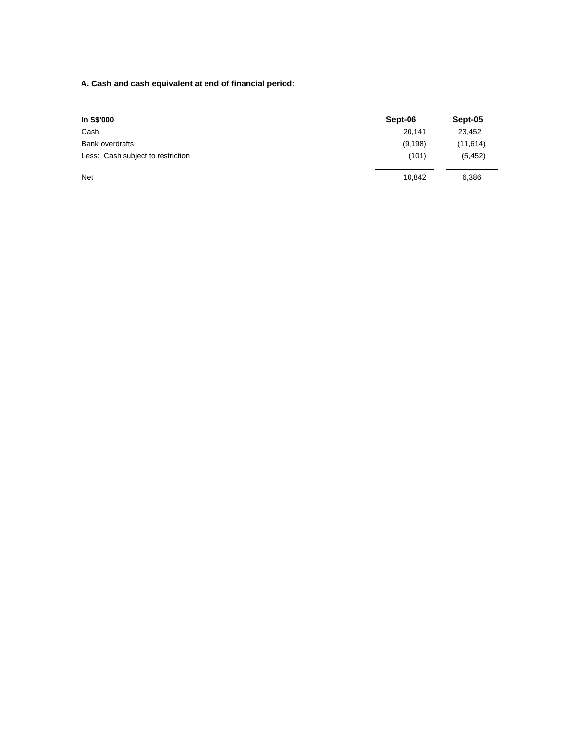**A. Cash and cash equivalent at end of financial period**:

| In S$'000 | Sept-06 | Sept-05 |
|---|---|---|
| Cash | 20,141 | 23,452 |
| Bank overdrafts | (9,198) | (11,614) |
| Less: Cash subject to restriction | (101) | (5,452) |
| Net | 10,842 | 6,386 |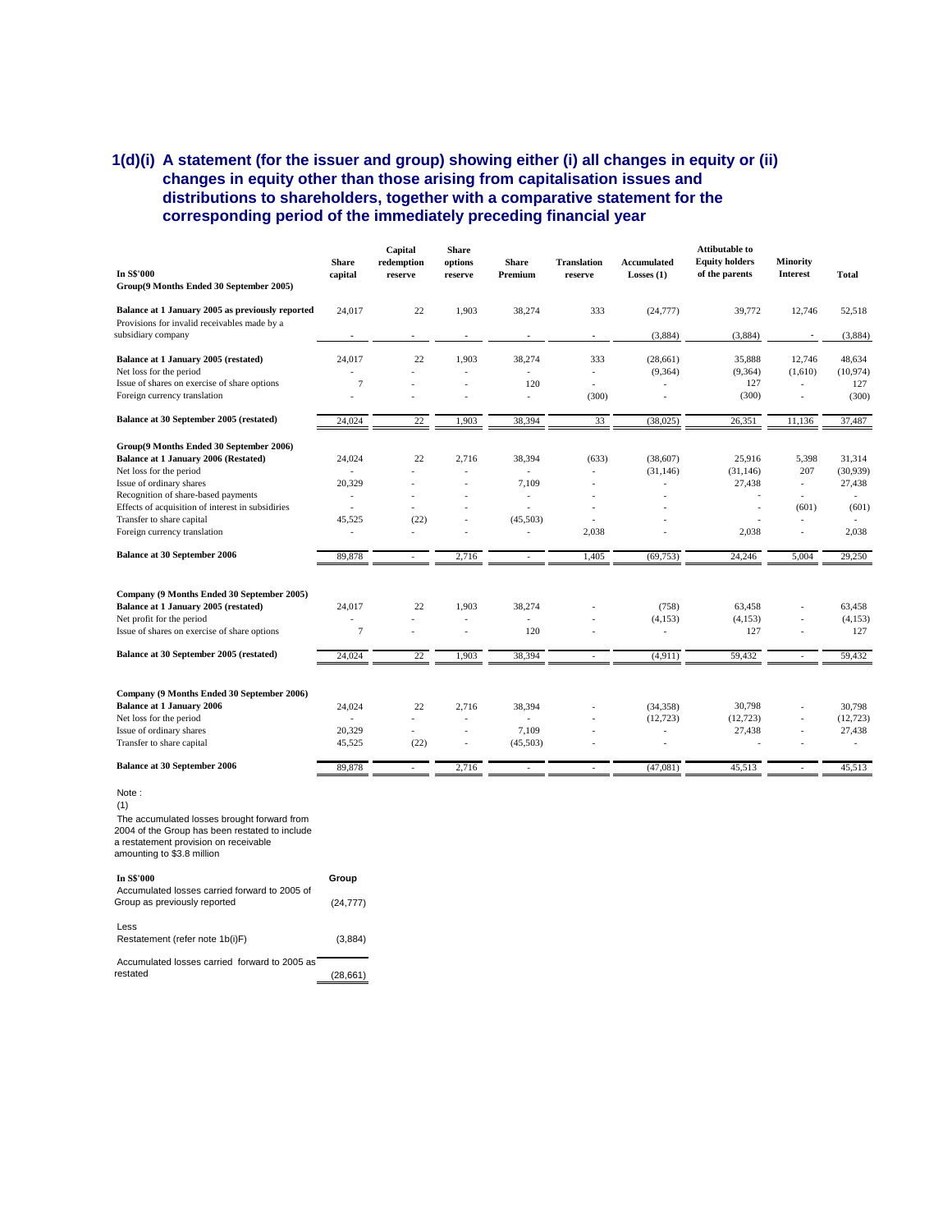## 1(d)(i) A statement (for the issuer and group) showing either (i) all changes in equity or (ii) changes in equity other than those arising from capitalisation issues and distributions to shareholders, together with a comparative statement for the corresponding period of the immediately preceding financial year

| In S$'000 | Share capital | Capital redemption reserve | Share options reserve | Share Premium | Translation reserve | Accumulated Losses (1) | Attibutable to Equity holders of the parents | Minority Interest | Total |
|---|---|---|---|---|---|---|---|---|---|
| **Group(9 Months Ended 30 September 2005)** | | | | | | | | | |
| **Balance at 1 January 2005 as previously reported** | 24,017 | 22 | 1,903 | 38,274 | 333 | (24,777) | 39,772 | 12,746 | 52,518 |
| Provisions for invalid receivables made by a subsidiary company | - | - | - | - | - | (3,884) | (3,884) | - | (3,884) |
| **Balance at 1 January 2005 (restated)** | 24,017 | 22 | 1,903 | 38,274 | 333 | (28,661) | 35,888 | 12,746 | 48,634 |
| Net loss for the period | - | - | - | - | - | (9,364) | (9,364) | (1,610) | (10,974) |
| Issue of shares on exercise of share options | 7 | - | - | 120 | - | - | 127 | - | 127 |
| Foreign currency translation | - | - | - | - | (300) | - | (300) | - | (300) |
| **Balance at 30 September 2005 (restated)** | 24,024 | 22 | 1,903 | 38,394 | 33 | (38,025) | 26,351 | 11,136 | 37,487 |
| **Group(9 Months Ended 30 September 2006)** | | | | | | | | | |
| **Balance at 1 January 2006 (Restated)** | 24,024 | 22 | 2,716 | 38,394 | (633) | (38,607) | 25,916 | 5,398 | 31,314 |
| Net loss for the period | - | - | - | - | - | (31,146) | (31,146) | 207 | (30,939) |
| Issue of ordinary shares | 20,329 | - | - | 7,109 | - | - | 27,438 | - | 27,438 |
| Recognition of share-based payments | - | - | - | - | - | - | - | - | - |
| Effects of acquisition of interest in subsidiries | - | - | - | - | - | - | - | (601) | (601) |
| Transfer to share capital | 45,525 | (22) | - | (45,503) | - | - | - | - | - |
| Foreign currency translation | - | - | - | - | 2,038 | - | 2,038 | - | 2,038 |
| **Balance at 30 September 2006** | 89,878 | - | 2,716 | - | 1,405 | (69,753) | 24,246 | 5,004 | 29,250 |
| **Company (9 Months Ended 30 September 2005)** | | | | | | | | | |
| **Balance at 1 January 2005 (restated)** | 24,017 | 22 | 1,903 | 38,274 | - | (758) | 63,458 | - | 63,458 |
| Net profit for the period | - | - | - | - | - | (4,153) | (4,153) | - | (4,153) |
| Issue of shares on exercise of share options | 7 | - | - | 120 | - | - | 127 | - | 127 |
| **Balance at 30 September 2005 (restated)** | 24,024 | 22 | 1,903 | 38,394 | - | (4,911) | 59,432 | - | 59,432 |
| **Company (9 Months Ended 30 September 2006)** | | | | | | | | | |
| **Balance at 1 January 2006** | 24,024 | 22 | 2,716 | 38,394 | - | (34,358) | 30,798 | - | 30,798 |
| Net loss for the period | - | - | - | - | - | (12,723) | (12,723) | - | (12,723) |
| Issue of ordinary shares | 20,329 | - | - | 7,109 | - | - | 27,438 | - | 27,438 |
| Transfer to share capital | 45,525 | (22) | - | (45,503) | - | - | - | - | - |
| **Balance at 30 September 2006** | 89,878 | - | 2,716 | - | - | (47,081) | 45,513 | - | 45,513 |

Note :

(1)

The accumulated losses brought forward from 2004 of the Group has been restated to include a restatement provision on receivable amounting to $3.8 million

| In S$'000 | Group |
|---|---|
| Accumulated losses carried forward to 2005 of Group as previously reported | (24,777) |
| Less<br>Restatement (refer note 1b(i)F) | (3,884) |
| Accumulated losses carried forward to 2005 as restated | (28,661) |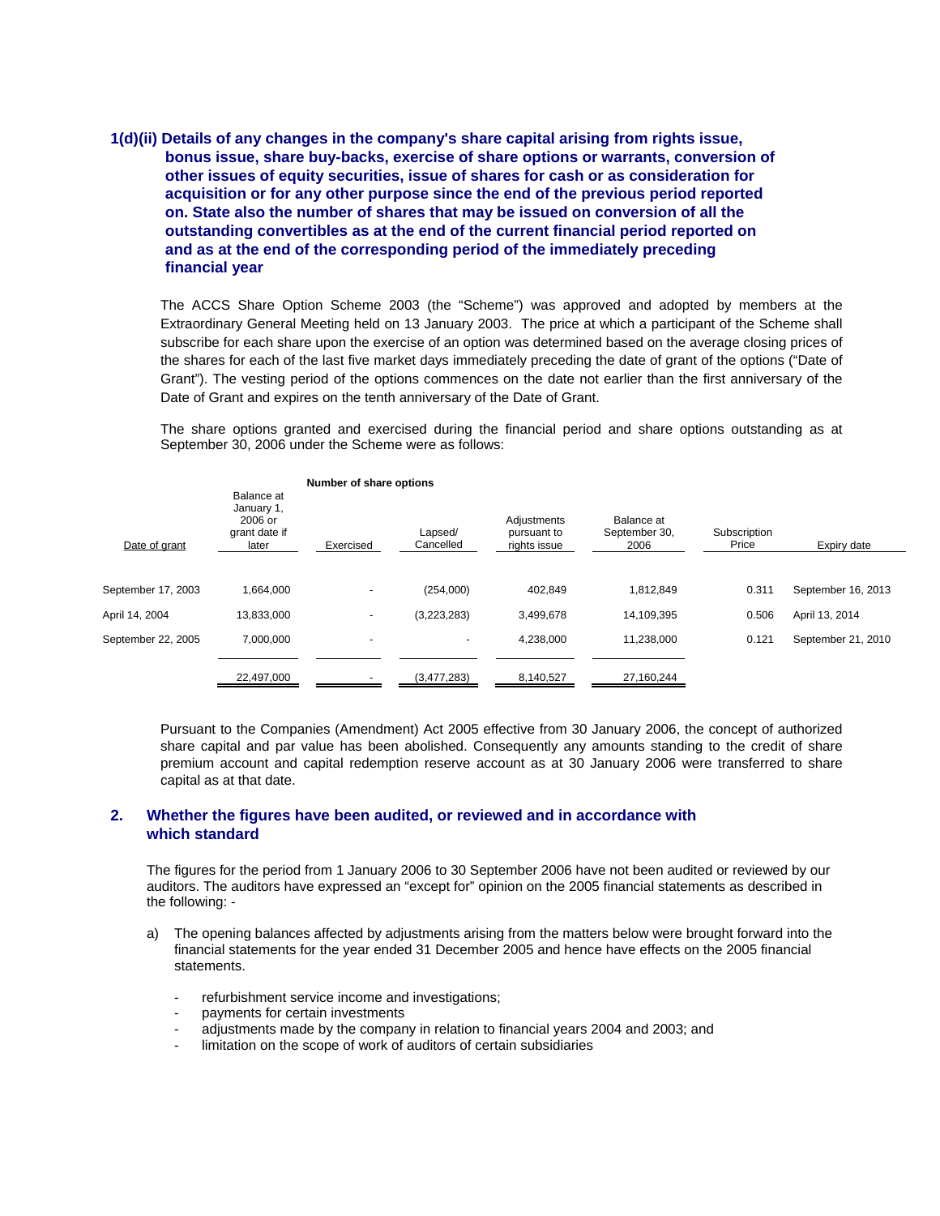**1(d)(ii) Details of any changes in the company's share capital arising from rights issue, bonus issue, share buy-backs, exercise of share options or warrants, conversion of other issues of equity securities, issue of shares for cash or as consideration for acquisition or for any other purpose since the end of the previous period reported on. State also the number of shares that may be issued on conversion of all the outstanding convertibles as at the end of the current financial period reported on and as at the end of the corresponding period of the immediately preceding financial year**

The ACCS Share Option Scheme 2003 (the "Scheme") was approved and adopted by members at the Extraordinary General Meeting held on 13 January 2003. The price at which a participant of the Scheme shall subscribe for each share upon the exercise of an option was determined based on the average closing prices of the shares for each of the last five market days immediately preceding the date of grant of the options ("Date of Grant"). The vesting period of the options commences on the date not earlier than the first anniversary of the Date of Grant and expires on the tenth anniversary of the Date of Grant.

The share options granted and exercised during the financial period and share options outstanding as at September 30, 2006 under the Scheme were as follows:

| | Number of share options | | | | | | |
|---|---|---|---|---|---|---|---|
| Date of grant | Balance at January 1, 2006 or grant date if later | Exercised | Lapsed/ Cancelled | Adjustments pursuant to rights issue | Balance at September 30, 2006 | Subscription Price | Expiry date |
| September 17, 2003 | 1,664,000 | - | (254,000) | 402,849 | 1,812,849 | 0.311 | September 16, 2013 |
| April 14, 2004 | 13,833,000 | - | (3,223,283) | 3,499,678 | 14,109,395 | 0.506 | April 13, 2014 |
| September 22, 2005 | 7,000,000 | - | - | 4,238,000 | 11,238,000 | 0.121 | September 21, 2010 |
| | 22,497,000 | - | (3,477,283) | 8,140,527 | 27,160,244 | | |

Pursuant to the Companies (Amendment) Act 2005 effective from 30 January 2006, the concept of authorized share capital and par value has been abolished. Consequently any amounts standing to the credit of share premium account and capital redemption reserve account as at 30 January 2006 were transferred to share capital as at that date.

## 2. Whether the figures have been audited, or reviewed and in accordance with which standard

The figures for the period from 1 January 2006 to 30 September 2006 have not been audited or reviewed by our auditors. The auditors have expressed an "except for" opinion on the 2005 financial statements as described in the following: -

a) The opening balances affected by adjustments arising from the matters below were brought forward into the financial statements for the year ended 31 December 2005 and hence have effects on the 2005 financial statements.

- refurbishment service income and investigations;
- payments for certain investments
- adjustments made by the company in relation to financial years 2004 and 2003; and
- limitation on the scope of work of auditors of certain subsidiaries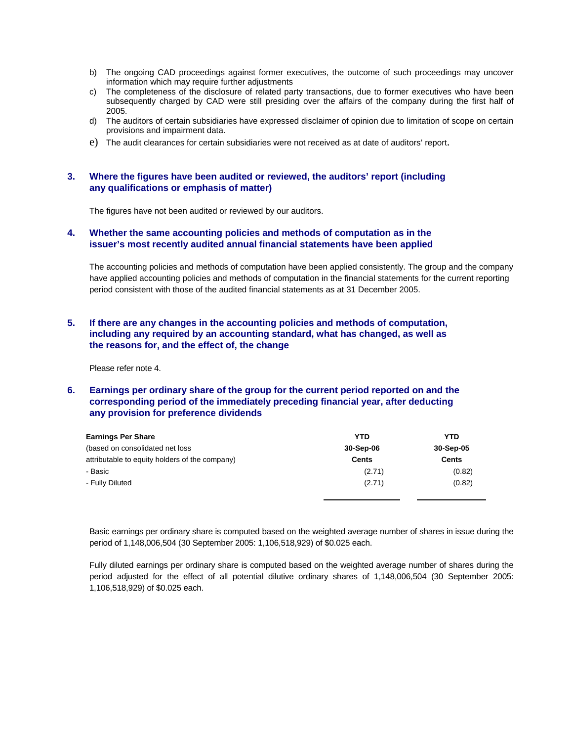b) The ongoing CAD proceedings against former executives, the outcome of such proceedings may uncover information which may require further adjustments
c) The completeness of the disclosure of related party transactions, due to former executives who have been subsequently charged by CAD were still presiding over the affairs of the company during the first half of 2005.
d) The auditors of certain subsidiaries have expressed disclaimer of opinion due to limitation of scope on certain provisions and impairment data.
e) The audit clearances for certain subsidiaries were not received as at date of auditors' report.

## 3. Where the figures have been audited or reviewed, the auditors' report (including any qualifications or emphasis of matter)

The figures have not been audited or reviewed by our auditors.

## 4. Whether the same accounting policies and methods of computation as in the issuer's most recently audited annual financial statements have been applied

The accounting policies and methods of computation have been applied consistently. The group and the company have applied accounting policies and methods of computation in the financial statements for the current reporting period consistent with those of the audited financial statements as at 31 December 2005.

## 5. If there are any changes in the accounting policies and methods of computation, including any required by an accounting standard, what has changed, as well as the reasons for, and the effect of, the change

Please refer note 4.

## 6. Earnings per ordinary share of the group for the current period reported on and the corresponding period of the immediately preceding financial year, after deducting any provision for preference dividends

| **Earnings Per Share** | **YTD** | **YTD** |
|---|---|---|
| (based on consolidated net loss | **30-Sep-06** | **30-Sep-05** |
| attributable to equity holders of the company) | **Cents** | **Cents** |
| - Basic | (2.71) | (0.82) |
| - Fully Diluted | (2.71) | (0.82) |

Basic earnings per ordinary share is computed based on the weighted average number of shares in issue during the period of 1,148,006,504 (30 September 2005: 1,106,518,929) of $0.025 each.

Fully diluted earnings per ordinary share is computed based on the weighted average number of shares during the period adjusted for the effect of all potential dilutive ordinary shares of 1,148,006,504 (30 September 2005: 1,106,518,929) of $0.025 each.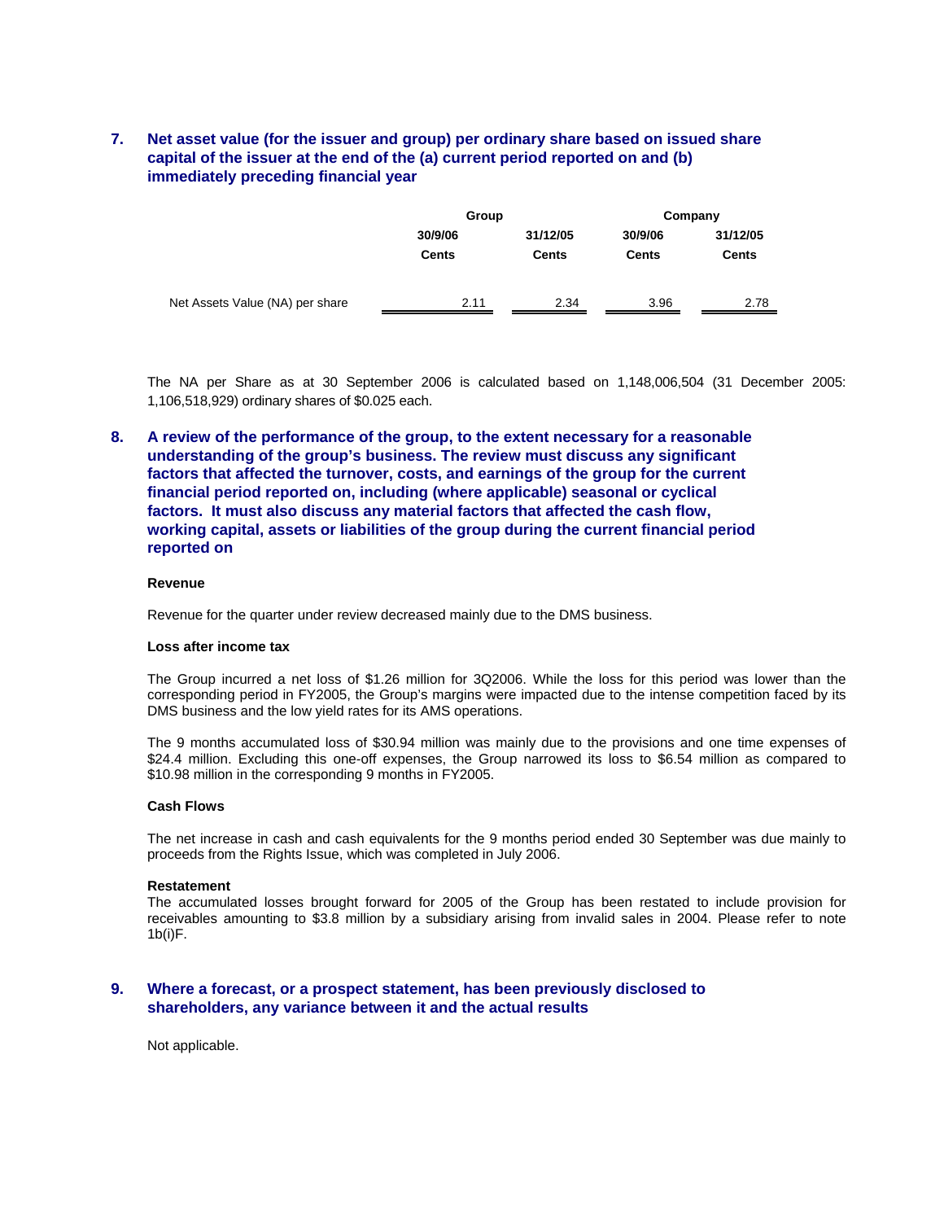## 7. Net asset value (for the issuer and group) per ordinary share based on issued share capital of the issuer at the end of the (a) current period reported on and (b) immediately preceding financial year

| | Group | | Company | |
|---|---|---|---|---|
| | 30/9/06 | 31/12/05 | 30/9/06 | 31/12/05 |
| | Cents | Cents | Cents | Cents |
| Net Assets Value (NA) per share | 2.11 | 2.34 | 3.96 | 2.78 |

The NA per Share as at 30 September 2006 is calculated based on 1,148,006,504 (31 December 2005: 1,106,518,929) ordinary shares of $0.025 each.

## 8. A review of the performance of the group, to the extent necessary for a reasonable understanding of the group's business. The review must discuss any significant factors that affected the turnover, costs, and earnings of the group for the current financial period reported on, including (where applicable) seasonal or cyclical factors. It must also discuss any material factors that affected the cash flow, working capital, assets or liabilities of the group during the current financial period reported on

**Revenue**

Revenue for the quarter under review decreased mainly due to the DMS business.

**Loss after income tax**

The Group incurred a net loss of $1.26 million for 3Q2006. While the loss for this period was lower than the corresponding period in FY2005, the Group's margins were impacted due to the intense competition faced by its DMS business and the low yield rates for its AMS operations.

The 9 months accumulated loss of $30.94 million was mainly due to the provisions and one time expenses of $24.4 million. Excluding this one-off expenses, the Group narrowed its loss to $6.54 million as compared to $10.98 million in the corresponding 9 months in FY2005.

**Cash Flows**

The net increase in cash and cash equivalents for the 9 months period ended 30 September was due mainly to proceeds from the Rights Issue, which was completed in July 2006.

**Restatement**

The accumulated losses brought forward for 2005 of the Group has been restated to include provision for receivables amounting to $3.8 million by a subsidiary arising from invalid sales in 2004. Please refer to note 1b(i)F.

## 9. Where a forecast, or a prospect statement, has been previously disclosed to shareholders, any variance between it and the actual results

Not applicable.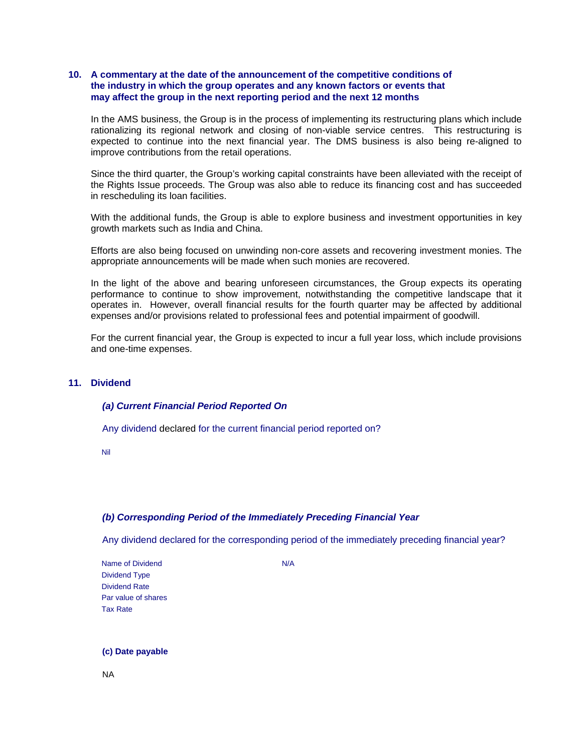## 10. A commentary at the date of the announcement of the competitive conditions of the industry in which the group operates and any known factors or events that may affect the group in the next reporting period and the next 12 months

In the AMS business, the Group is in the process of implementing its restructuring plans which include rationalizing its regional network and closing of non-viable service centres. This restructuring is expected to continue into the next financial year. The DMS business is also being re-aligned to improve contributions from the retail operations.

Since the third quarter, the Group's working capital constraints have been alleviated with the receipt of the Rights Issue proceeds. The Group was also able to reduce its financing cost and has succeeded in rescheduling its loan facilities.

With the additional funds, the Group is able to explore business and investment opportunities in key growth markets such as India and China.

Efforts are also being focused on unwinding non-core assets and recovering investment monies. The appropriate announcements will be made when such monies are recovered.

In the light of the above and bearing unforeseen circumstances, the Group expects its operating performance to continue to show improvement, notwithstanding the competitive landscape that it operates in. However, overall financial results for the fourth quarter may be affected by additional expenses and/or provisions related to professional fees and potential impairment of goodwill.

For the current financial year, the Group is expected to incur a full year loss, which include provisions and one-time expenses.

## 11. Dividend

### *(a) Current Financial Period Reported On*

Any dividend declared for the current financial period reported on?

Nil

### *(b) Corresponding Period of the Immediately Preceding Financial Year*

Any dividend declared for the corresponding period of the immediately preceding financial year?

| | |
|---|---|
| Name of Dividend | N/A |
| Dividend Type | |
| Dividend Rate | |
| Par value of shares | |
| Tax Rate | |

### (c) Date payable

NA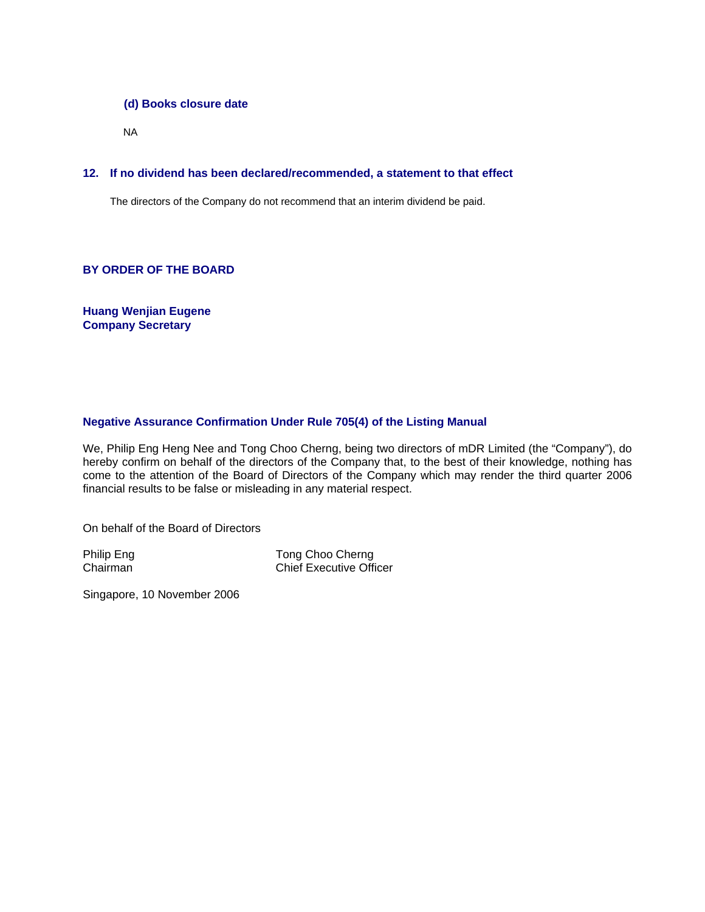### (d) Books closure date

NA

## 12. If no dividend has been declared/recommended, a statement to that effect

The directors of the Company do not recommend that an interim dividend be paid.

**BY ORDER OF THE BOARD**

**Huang Wenjian Eugene**
**Company Secretary**

### Negative Assurance Confirmation Under Rule 705(4) of the Listing Manual

We, Philip Eng Heng Nee and Tong Choo Cherng, being two directors of mDR Limited (the "Company"), do hereby confirm on behalf of the directors of the Company that, to the best of their knowledge, nothing has come to the attention of the Board of Directors of the Company which may render the third quarter 2006 financial results to be false or misleading in any material respect.

On behalf of the Board of Directors

Philip Eng
Chairman

Tong Choo Cherng
Chief Executive Officer

Singapore, 10 November 2006